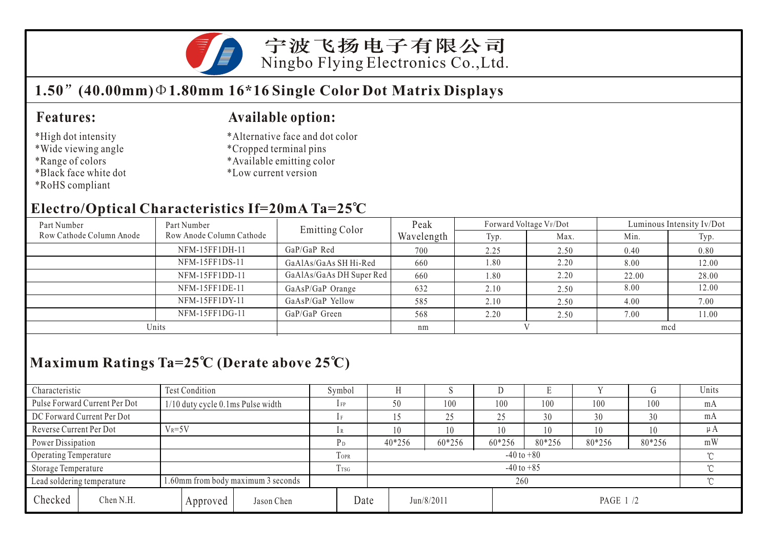宁波飞扬电子有限公司
Ningbo Flying Electronics Co.,Ltd.

# 1.50”(40.00mm)Φ1.80mm 16*16 Single Color Dot Matrix Displays

## Features:

*High dot intensity
*Wide viewing angle
*Range of colors
*Black face white dot
*RoHS compliant

## Available option:

*Alternative face and dot color
*Cropped terminal pins
*Available emitting color
*Low current version

## Electro/Optical Characteristics If=20mA Ta=25℃

| Part Number Row Cathode Column Anode | Part Number Row Anode Column Cathode | Emitting Color | Peak Wavelength | Forward Voltage $V_F$/Dot | | Luminous Intensity Iv/Dot | |
|---|---|---|---|---|---|---|---|
| | | | | Typ. | Max. | Min. | Typ. |
| | NFM-15FF1DH-11 | GaP/GaP Red | 700 | 2.25 | 2.50 | 0.40 | 0.80 |
| | NFM-15FF1DS-11 | GaAlAs/GaAs SH Hi-Red | 660 | 1.80 | 2.20 | 8.00 | 12.00 |
| | NFM-15FF1DD-11 | GaAlAs/GaAs DH Super Red | 660 | 1.80 | 2.20 | 22.00 | 28.00 |
| | NFM-15FF1DE-11 | GaAsP/GaP Orange | 632 | 2.10 | 2.50 | 8.00 | 12.00 |
| | NFM-15FF1DY-11 | GaAsP/GaP Yellow | 585 | 2.10 | 2.50 | 4.00 | 7.00 |
| | NFM-15FF1DG-11 | GaP/GaP Green | 568 | 2.20 | 2.50 | 7.00 | 11.00 |
| Units | | | nm | V | | mcd | |

## Maximum Ratings Ta=25℃ (Derate above 25℃)

| Characteristic | Test Condition | Symbol | H | S | D | E | Y | G | Units |
|---|---|---|---|---|---|---|---|---|---|
| Pulse Forward Current Per Dot | 1/10 duty cycle 0.1ms Pulse width | $I_{FP}$ | 50 | 100 | 100 | 100 | 100 | 100 | mA |
| DC Forward Current Per Dot | | $I_F$ | 15 | 25 | 25 | 30 | 30 | 30 | mA |
| Reverse Current Per Dot | $V_R$=5V | $I_R$ | 10 | 10 | 10 | 10 | 10 | 10 | μA |
| Power Dissipation | | $P_D$ | 40*256 | 60*256 | 60*256 | 80*256 | 80*256 | 80*256 | mW |
| Operating Temperature | | $T_{OPR}$ | -40 to +80 | | | | | | ℃ |
| Storage Temperature | | $T_{TSG}$ | -40 to +85 | | | | | | ℃ |
| Lead soldering temperature | 1.60mm from body maximum 3 seconds | | 260 | | | | | | ℃ |

| Checked | Chen N.H. | Approved | Jason Chen | Date | Jun/8/2011 |
|---|---|---|---|---|---|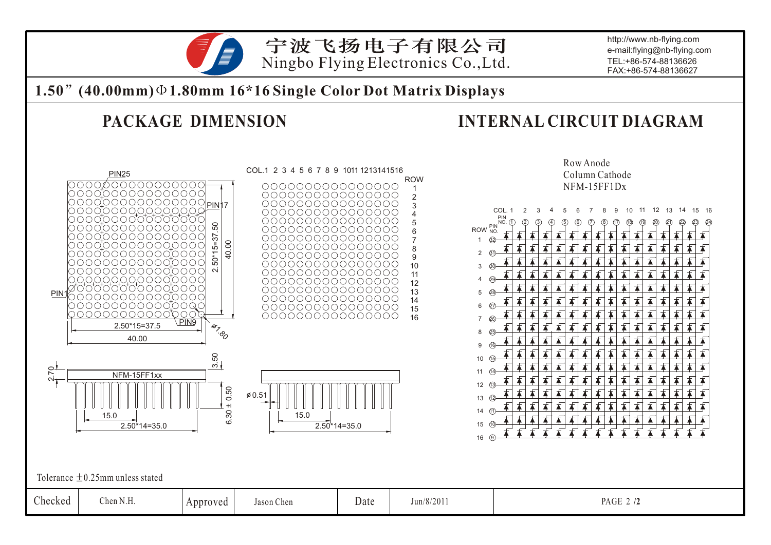宁波飞扬电子有限公司
Ningbo Flying Electronics Co.,Ltd.

http://www.nb-flying.com
e-mail:flying@nb-flying.com
TEL:+86-574-88136626
FAX:+86-574-88136627

## 1.50”(40.00mm)Φ1.80mm 16*16 Single Color Dot Matrix Displays

## PACKAGE DIMENSION

PIN25
PIN17
PIN1
PIN9
2.50*15=37.50
40.00
2.50*15=37.5
40.00
ø1.80

COL.1 2 3 4 5 6 7 8 9 10 11 12 13 14 15 16
ROW 1 2 3 4 5 6 7 8 9 10 11 12 13 14 15 16

2.70
NFM-15FF1xx
3.50
6.30 ± 0.50
15.0
2.50*14=35.0

ø0.51
15.0
2.50*14=35.0

## INTERNAL CIRCUIT DIAGRAM

Row Anode
Column Cathode
NFM-15FF1Dx

| COL. | 1 | 2 | 3 | 4 | 5 | 6 | 7 | 8 | 9 | 10 | 11 | 12 | 13 | 14 | 15 | 16 |
|---|---|---|---|---|---|---|---|---|---|---|---|---|---|---|---|---|
| PIN NO. | 1 | 2 | 3 | 4 | 5 | 6 | 7 | 8 | 17 | 18 | 19 | 20 | 21 | 22 | 23 | 24 |

| ROW | 1 | 2 | 3 | 4 | 5 | 6 | 7 | 8 | 9 | 10 | 11 | 12 | 13 | 14 | 15 | 16 |
|---|---|---|---|---|---|---|---|---|---|---|---|---|---|---|---|---|
| PIN NO. | 32 | 31 | 30 | 29 | 28 | 27 | 26 | 25 | 16 | 15 | 14 | 13 | 12 | 11 | 10 | 9 |

Tolerance ±0.25mm unless stated

| Checked | Chen N.H. | Approved | Jason Chen | Date | Jun/8/2011 |
|---|---|---|---|---|---|